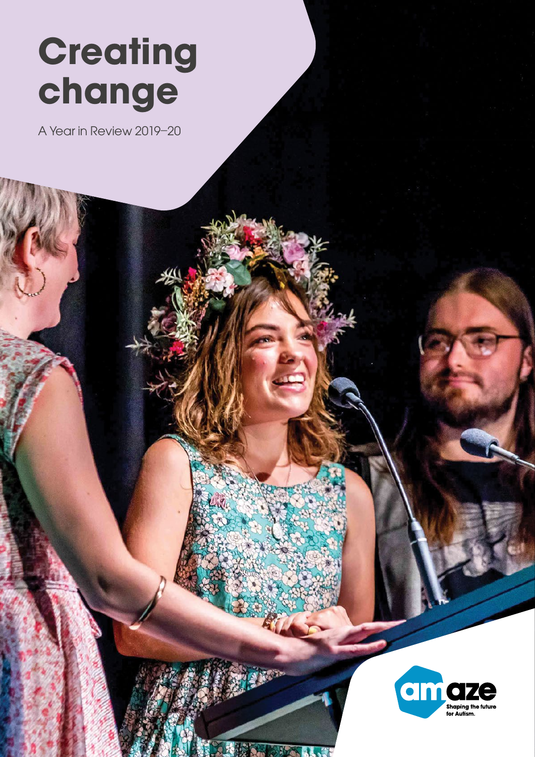# Creating change

A Year in Review 2019–20

amaze

Shaping the future for Autism.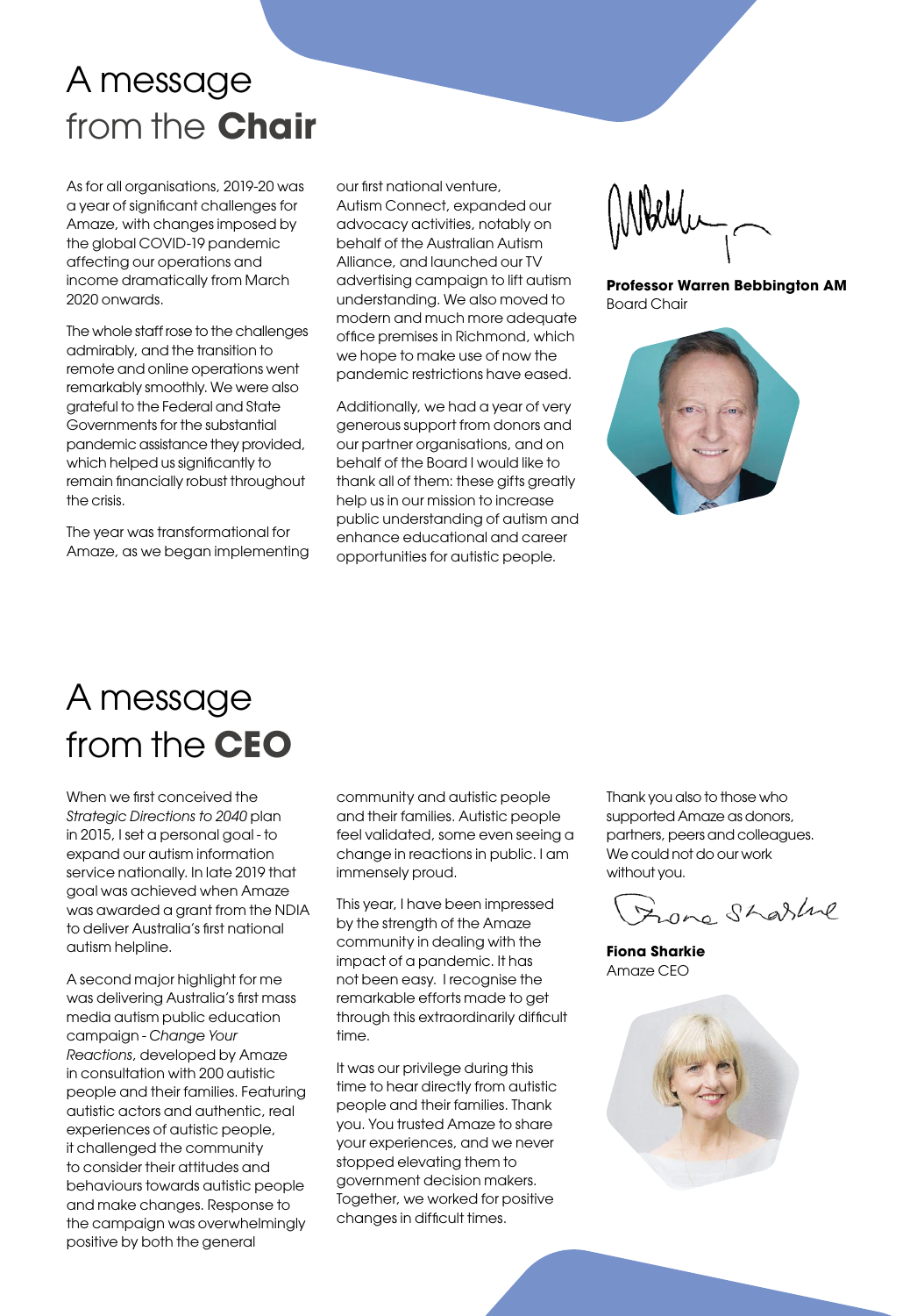# A message from the **Chair**

As for all organisations, 2019-20 was a year of significant challenges for Amaze, with changes imposed by the global COVID-19 pandemic affecting our operations and income dramatically from March 2020 onwards.

The whole staff rose to the challenges admirably, and the transition to remote and online operations went remarkably smoothly. We were also grateful to the Federal and State Governments for the substantial pandemic assistance they provided, which helped us significantly to remain financially robust throughout the crisis.

The year was transformational for Amaze, as we began implementing our first national venture, Autism Connect, expanded our advocacy activities, notably on behalf of the Australian Autism Alliance, and launched our TV advertising campaign to lift autism understanding. We also moved to modern and much more adequate office premises in Richmond, which we hope to make use of now the pandemic restrictions have eased.

Additionally, we had a year of very generous support from donors and our partner organisations, and on behalf of the Board I would like to thank all of them: these gifts greatly help us in our mission to increase public understanding of autism and enhance educational and career opportunities for autistic people.

**Professor Warren Bebbington AM**
Board Chair

# A message from the **CEO**

When we first conceived the *Strategic Directions to 2040* plan in 2015, I set a personal goal - to expand our autism information service nationally. In late 2019 that goal was achieved when Amaze was awarded a grant from the NDIA to deliver Australia's first national autism helpline.

A second major highlight for me was delivering Australia's first mass media autism public education campaign - *Change Your Reactions*, developed by Amaze in consultation with 200 autistic people and their families. Featuring autistic actors and authentic, real experiences of autistic people, it challenged the community to consider their attitudes and behaviours towards autistic people and make changes. Response to the campaign was overwhelmingly positive by both the general community and autistic people and their families. Autistic people feel validated, some even seeing a change in reactions in public. I am immensely proud.

This year, I have been impressed by the strength of the Amaze community in dealing with the impact of a pandemic. It has not been easy. I recognise the remarkable efforts made to get through this extraordinarily difficult time.

It was our privilege during this time to hear directly from autistic people and their families. Thank you. You trusted Amaze to share your experiences, and we never stopped elevating them to government decision makers. Together, we worked for positive changes in difficult times.

Thank you also to those who supported Amaze as donors, partners, peers and colleagues. We could not do our work without you.

**Fiona Sharkie**
Amaze CEO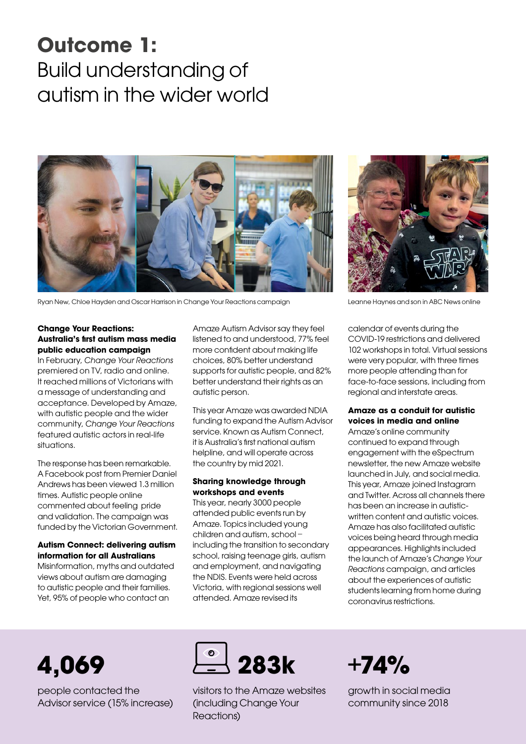# **Outcome 1:** Build understanding of autism in the wider world

Ryan New, Chloe Hayden and Oscar Harrison in Change Your Reactions campaign

Leanne Haynes and son in ABC News online

### Change Your Reactions: Australia's first autism mass media public education campaign

In February, *Change Your Reactions* premiered on TV, radio and online. It reached millions of Victorians with a message of understanding and acceptance. Developed by Amaze, with autistic people and the wider community, *Change Your Reactions* featured autistic actors in real-life situations.

The response has been remarkable. A Facebook post from Premier Daniel Andrews has been viewed 1.3 million times. Autistic people online commented about feeling pride and validation. The campaign was funded by the Victorian Government.

### Autism Connect: delivering autism information for all Australians

Misinformation, myths and outdated views about autism are damaging to autistic people and their families. Yet, 95% of people who contact an Amaze Autism Advisor say they feel listened to and understood, 77% feel more confident about making life choices, 80% better understand supports for autistic people, and 82% better understand their rights as an autistic person.

This year Amaze was awarded NDIA funding to expand the Autism Advisor service. Known as Autism Connect, it is Australia's first national autism helpline, and will operate across the country by mid 2021.

### Sharing knowledge through workshops and events

This year, nearly 3000 people attended public events run by Amaze. Topics included young children and autism, school – including the transition to secondary school, raising teenage girls, autism and employment, and navigating the NDIS. Events were held across Victoria, with regional sessions well attended. Amaze revised its calendar of events during the COVID-19 restrictions and delivered 102 workshops in total. Virtual sessions were very popular, with three times more people attending than for face-to-face sessions, including from regional and interstate areas.

### Amaze as a conduit for autistic voices in media and online

Amaze's online community continued to expand through engagement with the eSpectrum newsletter, the new Amaze website launched in July, and social media. This year, Amaze joined Instagram and Twitter. Across all channels there has been an increase in autistic-written content and autistic voices. Amaze has also facilitated autistic voices being heard through media appearances. Highlights included the launch of Amaze's *Change Your Reactions* campaign, and articles about the experiences of autistic students learning from home during coronavirus restrictions.

**4,069**
people contacted the Advisor service (15% increase)

**283k**
visitors to the Amaze websites (including Change Your Reactions)

**+74%**
growth in social media community since 2018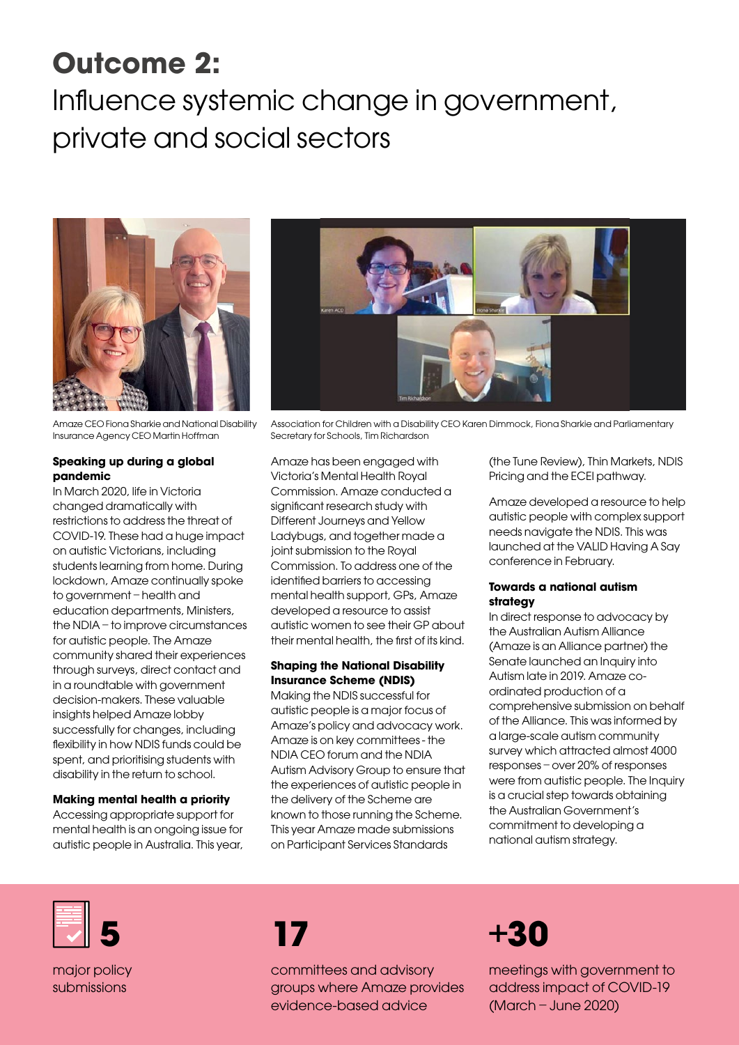# **Outcome 2:** Influence systemic change in government, private and social sectors

Amaze CEO Fiona Sharkie and National Disability Insurance Agency CEO Martin Hoffman

Association for Children with a Disability CEO Karen Dimmock, Fiona Sharkie and Parliamentary Secretary for Schools, Tim Richardson

### Speaking up during a global pandemic

In March 2020, life in Victoria changed dramatically with restrictions to address the threat of COVID-19. These had a huge impact on autistic Victorians, including students learning from home. During lockdown, Amaze continually spoke to government – health and education departments, Ministers, the NDIA – to improve circumstances for autistic people. The Amaze community shared their experiences through surveys, direct contact and in a roundtable with government decision-makers. These valuable insights helped Amaze lobby successfully for changes, including flexibility in how NDIS funds could be spent, and prioritising students with disability in the return to school.

### Making mental health a priority

Accessing appropriate support for mental health is an ongoing issue for autistic people in Australia. This year, Amaze has been engaged with Victoria's Mental Health Royal Commission. Amaze conducted a significant research study with Different Journeys and Yellow Ladybugs, and together made a joint submission to the Royal Commission. To address one of the identified barriers to accessing mental health support, GPs, Amaze developed a resource to assist autistic women to see their GP about their mental health, the first of its kind.

### Shaping the National Disability Insurance Scheme (NDIS)

Making the NDIS successful for autistic people is a major focus of Amaze's policy and advocacy work. Amaze is on key committees - the NDIA CEO forum and the NDIA Autism Advisory Group to ensure that the experiences of autistic people in the delivery of the Scheme are known to those running the Scheme. This year Amaze made submissions on Participant Services Standards (the Tune Review), Thin Markets, NDIS Pricing and the ECEI pathway.

Amaze developed a resource to help autistic people with complex support needs navigate the NDIS. This was launched at the VALID Having A Say conference in February.

### Towards a national autism strategy

In direct response to advocacy by the Australian Autism Alliance (Amaze is an Alliance partner) the Senate launched an Inquiry into Autism late in 2019. Amaze co-ordinated production of a comprehensive submission on behalf of the Alliance. This was informed by a large-scale autism community survey which attracted almost 4000 responses – over 20% of responses were from autistic people. The Inquiry is a crucial step towards obtaining the Australian Government's commitment to developing a national autism strategy.

**5**
major policy submissions

**17**
committees and advisory groups where Amaze provides evidence-based advice

**+30**
meetings with government to address impact of COVID-19 (March – June 2020)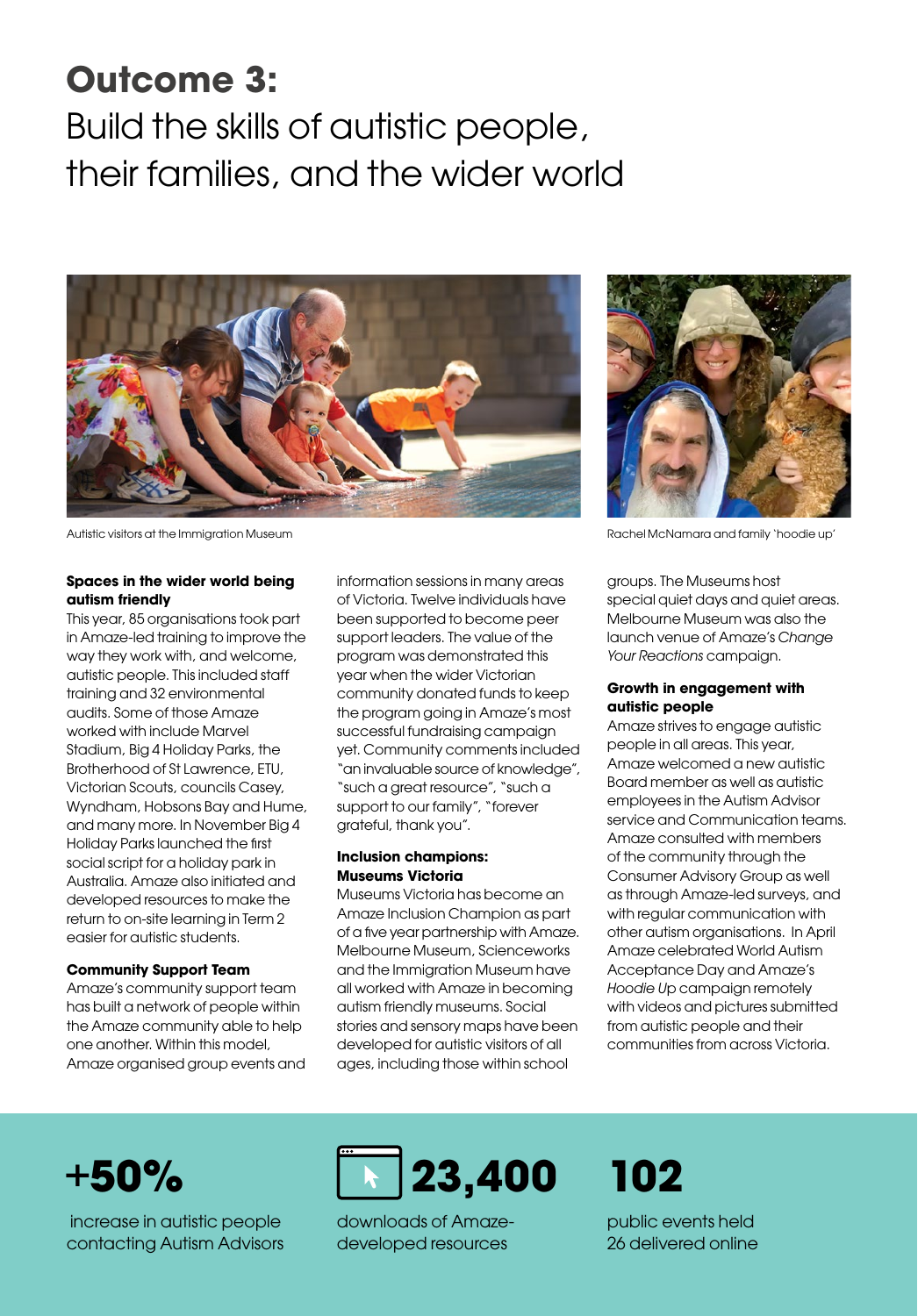# **Outcome 3:** Build the skills of autistic people, their families, and the wider world

Autistic visitors at the Immigration Museum

Rachel McNamara and family 'hoodie up'

**Spaces in the wider world being autism friendly**

This year, 85 organisations took part in Amaze-led training to improve the way they work with, and welcome, autistic people. This included staff training and 32 environmental audits. Some of those Amaze worked with include Marvel Stadium, Big 4 Holiday Parks, the Brotherhood of St Lawrence, ETU, Victorian Scouts, councils Casey, Wyndham, Hobsons Bay and Hume, and many more. In November Big 4 Holiday Parks launched the first social script for a holiday park in Australia. Amaze also initiated and developed resources to make the return to on-site learning in Term 2 easier for autistic students.

**Community Support Team**

Amaze's community support team has built a network of people within the Amaze community able to help one another. Within this model, Amaze organised group events and information sessions in many areas of Victoria. Twelve individuals have been supported to become peer support leaders. The value of the program was demonstrated this year when the wider Victorian community donated funds to keep the program going in Amaze's most successful fundraising campaign yet. Community comments included "an invaluable source of knowledge", "such a great resource", "such a support to our family", "forever grateful, thank you".

**Inclusion champions: Museums Victoria**

Museums Victoria has become an Amaze Inclusion Champion as part of a five year partnership with Amaze. Melbourne Museum, Scienceworks and the Immigration Museum have all worked with Amaze in becoming autism friendly museums. Social stories and sensory maps have been developed for autistic visitors of all ages, including those within school groups. The Museums host special quiet days and quiet areas. Melbourne Museum was also the launch venue of Amaze's *Change Your Reactions* campaign.

**Growth in engagement with autistic people**

Amaze strives to engage autistic people in all areas. This year, Amaze welcomed a new autistic Board member as well as autistic employees in the Autism Advisor service and Communication teams. Amaze consulted with members of the community through the Consumer Advisory Group as well as through Amaze-led surveys, and with regular communication with other autism organisations. In April Amaze celebrated World Autism Acceptance Day and Amaze's *Hoodie Up* campaign remotely with videos and pictures submitted from autistic people and their communities from across Victoria.

**+50%**
increase in autistic people contacting Autism Advisors

**23,400**
downloads of Amaze-developed resources

**102**
public events held
26 delivered online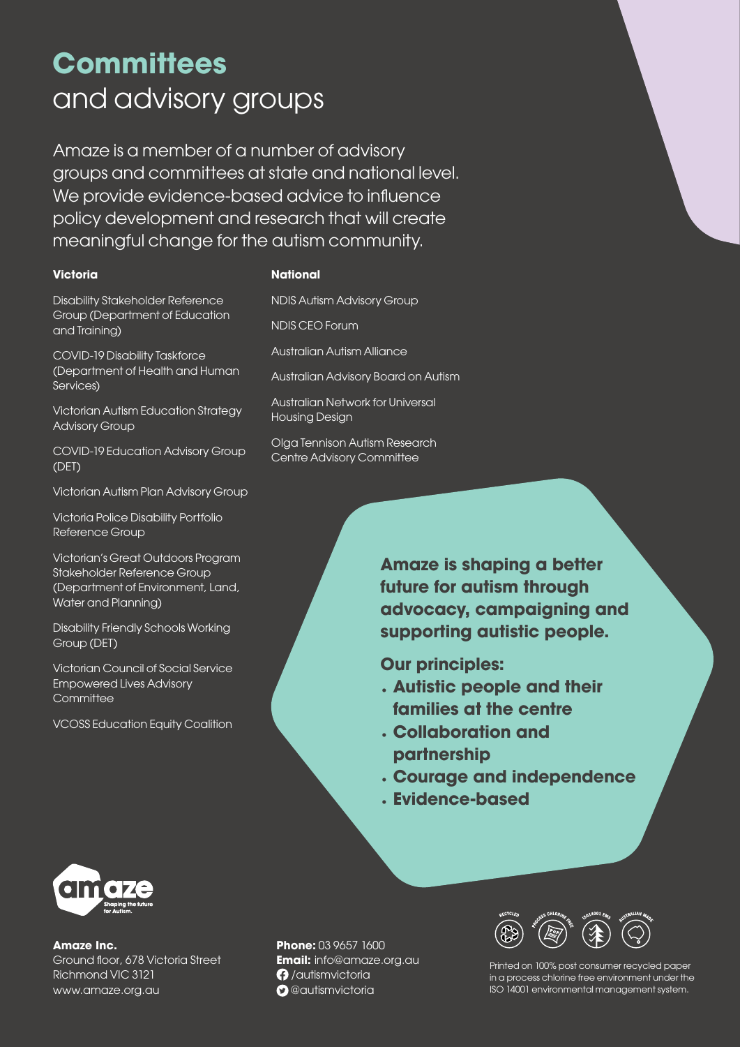# **Committees** and advisory groups

Amaze is a member of a number of advisory groups and committees at state and national level. We provide evidence-based advice to influence policy development and research that will create meaningful change for the autism community.

**Victoria**

Disability Stakeholder Reference Group (Department of Education and Training)

COVID-19 Disability Taskforce (Department of Health and Human Services)

Victorian Autism Education Strategy Advisory Group

COVID-19 Education Advisory Group (DET)

Victorian Autism Plan Advisory Group

Victoria Police Disability Portfolio Reference Group

Victorian's Great Outdoors Program Stakeholder Reference Group (Department of Environment, Land, Water and Planning)

Disability Friendly Schools Working Group (DET)

Victorian Council of Social Service Empowered Lives Advisory Committee

VCOSS Education Equity Coalition

**National**

NDIS Autism Advisory Group

NDIS CEO Forum

Australian Autism Alliance

Australian Advisory Board on Autism

Australian Network for Universal Housing Design

Olga Tennison Autism Research Centre Advisory Committee

**Amaze is shaping a better future for autism through advocacy, campaigning and supporting autistic people.**

**Our principles:**

- **Autistic people and their families at the centre**
- **Collaboration and partnership**
- **Courage and independence**
- **Evidence-based**

amaze
Shaping the future for Autism.

**Amaze Inc.**
Ground floor, 678 Victoria Street
Richmond VIC 3121
www.amaze.org.au

**Phone:** 03 9657 1600
**Email:** info@amaze.org.au
/autismvictoria
@autismvictoria

RECYCLED · PROCESS CHLORINE FREE · ISO14001 EMS · AUSTRALIAN MADE

Printed on 100% post consumer recycled paper in a process chlorine free environment under the ISO 14001 environmental management system.